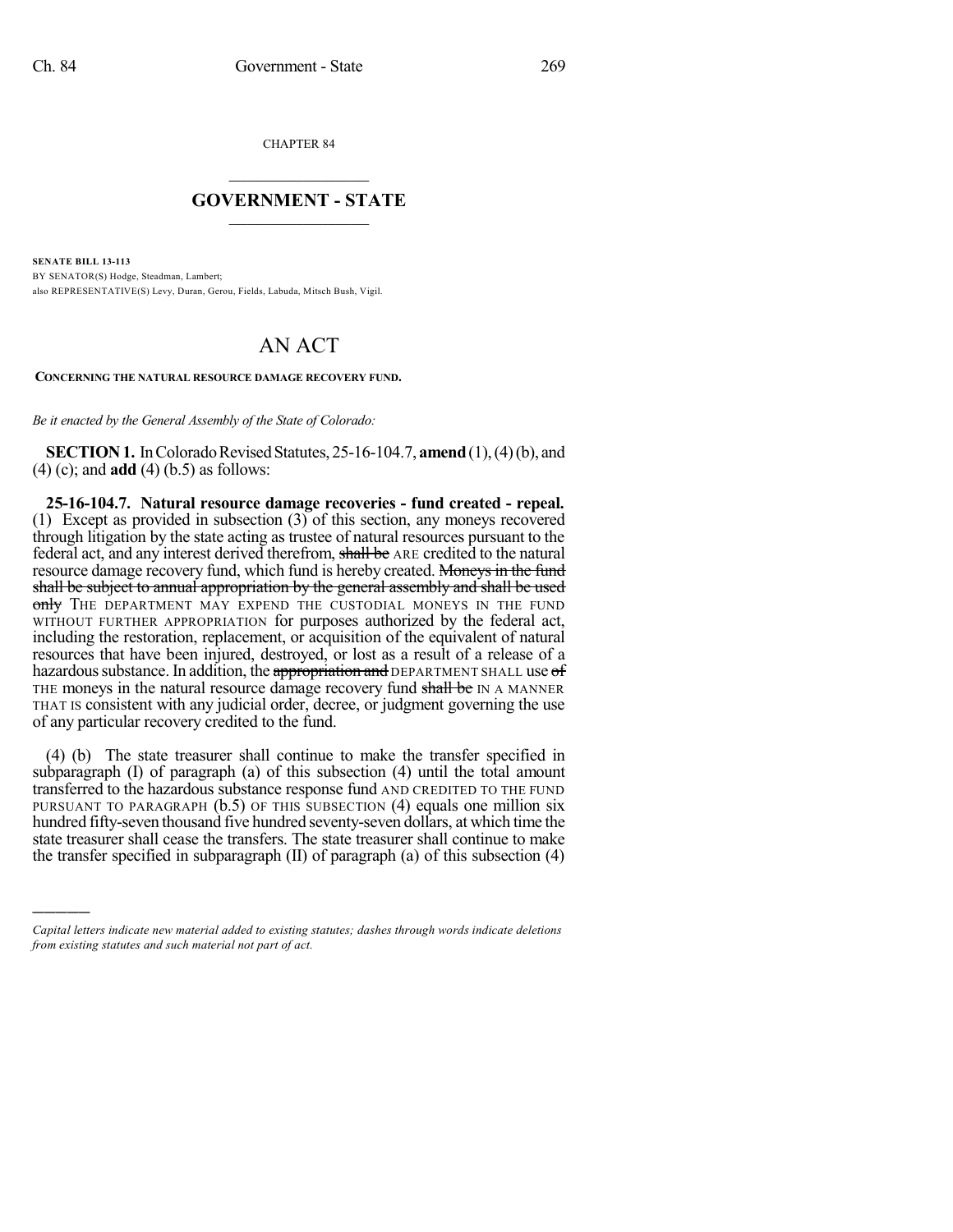CHAPTER 84

# GOVERNMENT - STATE

**SENATE BILL 13-113**

BY SENATOR(S) Hodge, Steadman, Lambert;
also REPRESENTATIVE(S) Levy, Duran, Gerou, Fields, Labuda, Mitsch Bush, Vigil.

# AN ACT

**CONCERNING THE NATURAL RESOURCE DAMAGE RECOVERY FUND.**

*Be it enacted by the General Assembly of the State of Colorado:*

**SECTION 1.** In Colorado Revised Statutes, 25-16-104.7, **amend** (1), (4) (b), and (4) (c); and **add** (4) (b.5) as follows:

**25-16-104.7. Natural resource damage recoveries - fund created - repeal.** (1) Except as provided in subsection (3) of this section, any moneys recovered through litigation by the state acting as trustee of natural resources pursuant to the federal act, and any interest derived therefrom, ~~shall be~~ ARE credited to the natural resource damage recovery fund, which fund is hereby created. ~~Moneys in the fund shall be subject to annual appropriation by the general assembly and shall be used only~~ THE DEPARTMENT MAY EXPEND THE CUSTODIAL MONEYS IN THE FUND WITHOUT FURTHER APPROPRIATION for purposes authorized by the federal act, including the restoration, replacement, or acquisition of the equivalent of natural resources that have been injured, destroyed, or lost as a result of a release of a hazardous substance. In addition, the ~~appropriation and~~ DEPARTMENT SHALL use ~~of~~ THE moneys in the natural resource damage recovery fund ~~shall be~~ IN A MANNER THAT IS consistent with any judicial order, decree, or judgment governing the use of any particular recovery credited to the fund.

(4) (b) The state treasurer shall continue to make the transfer specified in subparagraph (I) of paragraph (a) of this subsection (4) until the total amount transferred to the hazardous substance response fund AND CREDITED TO THE FUND PURSUANT TO PARAGRAPH (b.5) OF THIS SUBSECTION (4) equals one million six hundred fifty-seven thousand five hundred seventy-seven dollars, at which time the state treasurer shall cease the transfers. The state treasurer shall continue to make the transfer specified in subparagraph (II) of paragraph (a) of this subsection (4)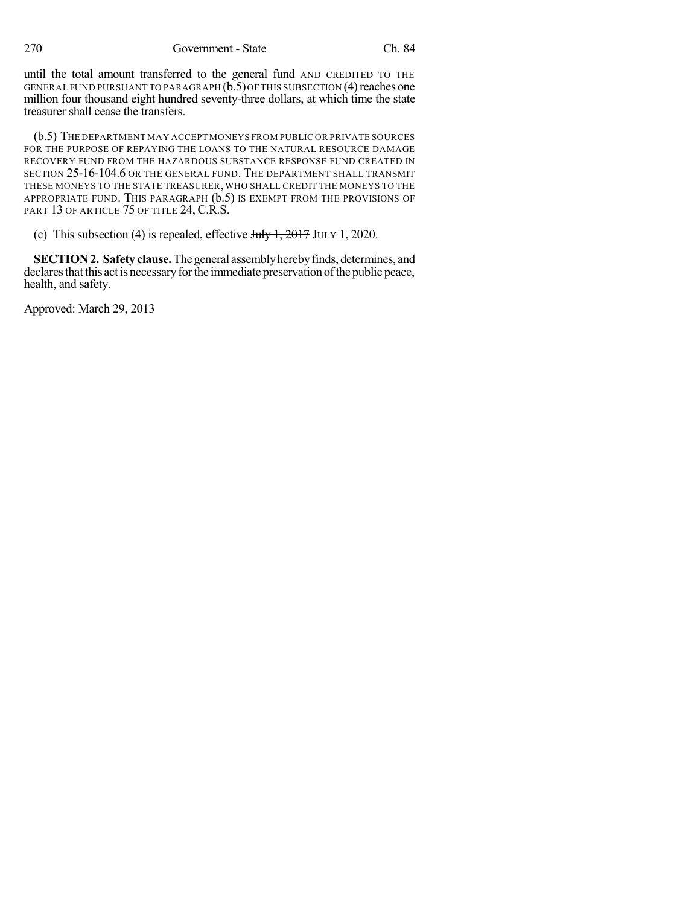until the total amount transferred to the general fund AND CREDITED TO THE GENERAL FUND PURSUANT TO PARAGRAPH (b.5) OF THIS SUBSECTION (4) reaches one million four thousand eight hundred seventy-three dollars, at which time the state treasurer shall cease the transfers.

(b.5) THE DEPARTMENT MAY ACCEPT MONEYS FROM PUBLIC OR PRIVATE SOURCES FOR THE PURPOSE OF REPAYING THE LOANS TO THE NATURAL RESOURCE DAMAGE RECOVERY FUND FROM THE HAZARDOUS SUBSTANCE RESPONSE FUND CREATED IN SECTION 25-16-104.6 OR THE GENERAL FUND. THE DEPARTMENT SHALL TRANSMIT THESE MONEYS TO THE STATE TREASURER, WHO SHALL CREDIT THE MONEYS TO THE APPROPRIATE FUND. THIS PARAGRAPH (b.5) IS EXEMPT FROM THE PROVISIONS OF PART 13 OF ARTICLE 75 OF TITLE 24, C.R.S.

(c) This subsection (4) is repealed, effective ~~July 1, 2017~~ JULY 1, 2020.

**SECTION 2. Safety clause.** The general assembly hereby finds, determines, and declares that this act is necessary for the immediate preservation of the public peace, health, and safety.

Approved: March 29, 2013